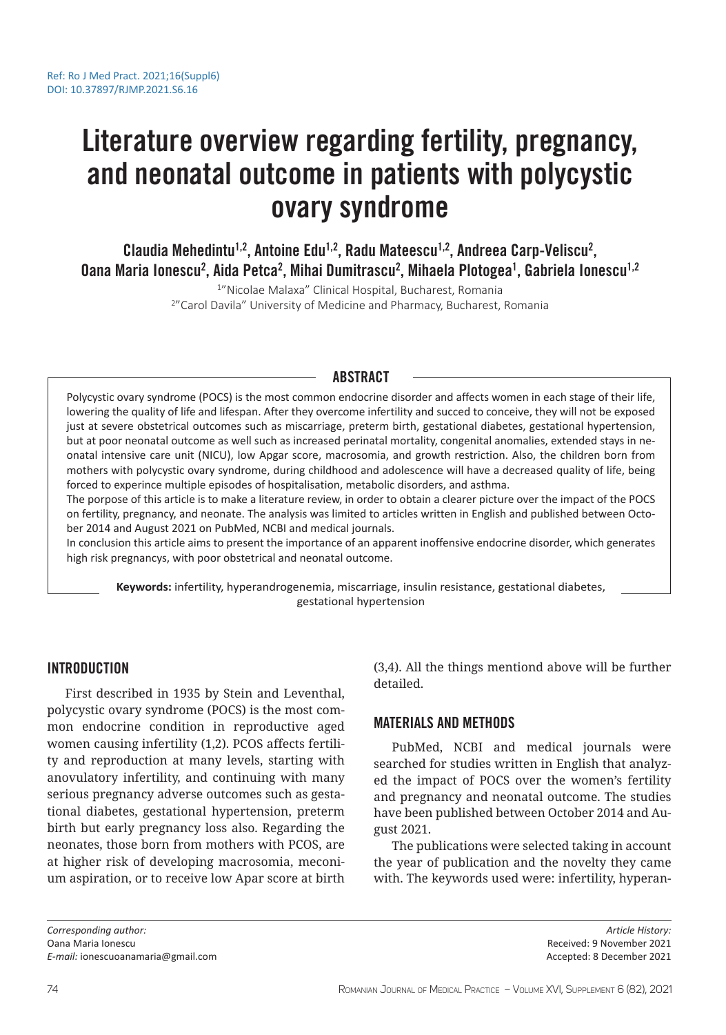Ref: Ro J Med Pract. 2021;16(Suppl6)
DOI: 10.37897/RJMP.2021.S6.16

# Literature overview regarding fertility, pregnancy, and neonatal outcome in patients with polycystic ovary syndrome

**Claudia Mehedintu[1,2], Antoine Edu[1,2], Radu Mateescu[1,2], Andreea Carp-Veliscu[2], Oana Maria Ionescu[2], Aida Petca[2], Mihai Dumitrascu[2], Mihaela Plotogea[1], Gabriela Ionescu[1,2]**

[1]"Nicolae Malaxa" Clinical Hospital, Bucharest, Romania
[2]"Carol Davila" University of Medicine and Pharmacy, Bucharest, Romania

## ABSTRACT

Polycystic ovary syndrome (POCS) is the most common endocrine disorder and affects women in each stage of their life, lowering the quality of life and lifespan. After they overcome infertility and succed to conceive, they will not be exposed just at severe obstetrical outcomes such as miscarriage, preterm birth, gestational diabetes, gestational hypertension, but at poor neonatal outcome as well such as increased perinatal mortality, congenital anomalies, extended stays in neonatal intensive care unit (NICU), low Apgar score, macrosomia, and growth restriction. Also, the children born from mothers with polycystic ovary syndrome, during childhood and adolescence will have a decreased quality of life, being forced to experince multiple episodes of hospitalisation, metabolic disorders, and asthma.

The porpose of this article is to make a literature review, in order to obtain a clearer picture over the impact of the POCS on fertility, pregnancy, and neonate. The analysis was limited to articles written in English and published between October 2014 and August 2021 on PubMed, NCBI and medical journals.

In conclusion this article aims to present the importance of an apparent inoffensive endocrine disorder, which generates high risk pregnancys, with poor obstetrical and neonatal outcome.

**Keywords:** infertility, hyperandrogenemia, miscarriage, insulin resistance, gestational diabetes, gestational hypertension

## INTRODUCTION

First described in 1935 by Stein and Leventhal, polycystic ovary syndrome (POCS) is the most common endocrine condition in reproductive aged women causing infertility (1,2). PCOS affects fertility and reproduction at many levels, starting with anovulatory infertility, and continuing with many serious pregnancy adverse outcomes such as gestational diabetes, gestational hypertension, preterm birth but early pregnancy loss also. Regarding the neonates, those born from mothers with PCOS, are at higher risk of developing macrosomia, meconium aspiration, or to receive low Apar score at birth (3,4). All the things mentiond above will be further detailed.

## MATERIALS AND METHODS

PubMed, NCBI and medical journals were searched for studies written in English that analyzed the impact of POCS over the women's fertility and pregnancy and neonatal outcome. The studies have been published between October 2014 and August 2021.

The publications were selected taking in account the year of publication and the novelty they came with. The keywords used were: infertility, hyperan-

*Corresponding author:*
Oana Maria Ionescu
*E-mail:* ionescuoanamaria@gmail.com

*Article History:*
Received: 9 November 2021
Accepted: 8 December 2021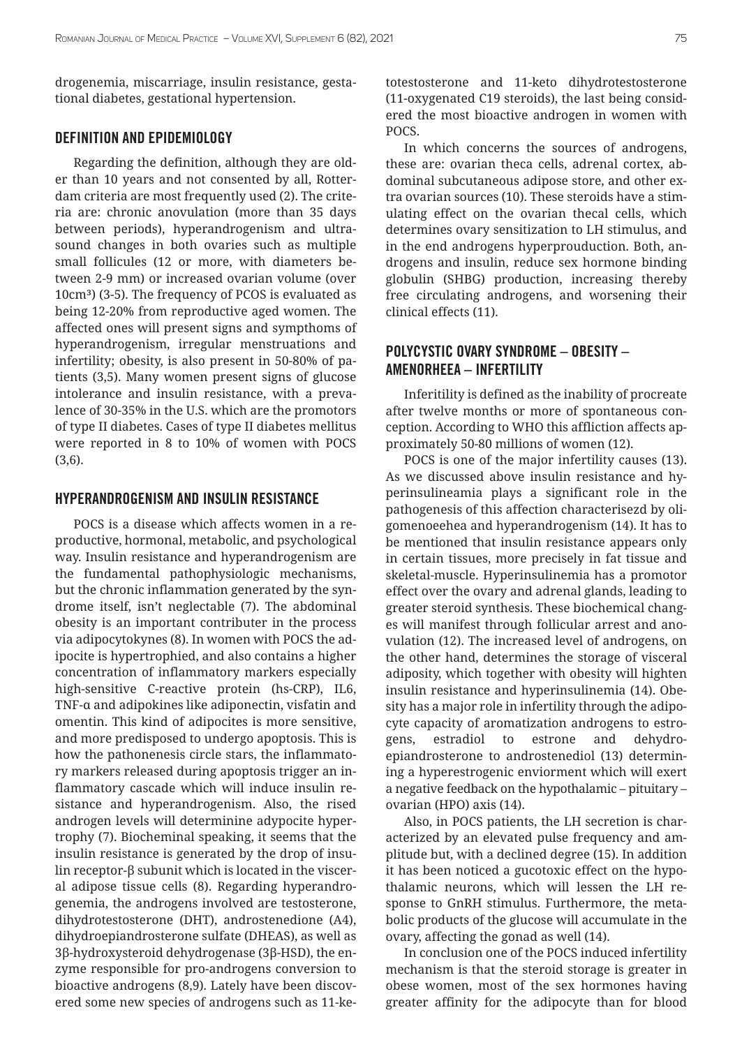drogenemia, miscarriage, insulin resistance, gestational diabetes, gestational hypertension.

## DEFINITION AND EPIDEMIOLOGY

Regarding the definition, although they are older than 10 years and not consented by all, Rotterdam criteria are most frequently used (2). The criteria are: chronic anovulation (more than 35 days between periods), hyperandrogenism and ultrasound changes in both ovaries such as multiple small follicules (12 or more, with diameters between 2-9 mm) or increased ovarian volume (over 10cm³) (3-5). The frequency of PCOS is evaluated as being 12-20% from reproductive aged women. The affected ones will present signs and sympthoms of hyperandrogenism, irregular menstruations and infertility; obesity, is also present in 50-80% of patients (3,5). Many women present signs of glucose intolerance and insulin resistance, with a prevalence of 30-35% in the U.S. which are the promotors of type II diabetes. Cases of type II diabetes mellitus were reported in 8 to 10% of women with POCS (3,6).

## HYPERANDROGENISM AND INSULIN RESISTANCE

POCS is a disease which affects women in a reproductive, hormonal, metabolic, and psychological way. Insulin resistance and hyperandrogenism are the fundamental pathophysiologic mechanisms, but the chronic inflammation generated by the syndrome itself, isn't neglectable (7). The abdominal obesity is an important contributer in the process via adipocytokynes (8). In women with POCS the adipocite is hypertrophied, and also contains a higher concentration of inflammatory markers especially high-sensitive C-reactive protein (hs-CRP), IL6, TNF-α and adipokines like adiponectin, visfatin and omentin. This kind of adipocites is more sensitive, and more predisposed to undergo apoptosis. This is how the pathonenesis circle stars, the inflammatory markers released during apoptosis trigger an inflammatory cascade which will induce insulin resistance and hyperandrogenism. Also, the rised androgen levels will determinine adypocite hypertrophy (7). Biocheminal speaking, it seems that the insulin resistance is generated by the drop of insulin receptor-β subunit which is located in the visceral adipose tissue cells (8). Regarding hyperandrogenemia, the androgens involved are testosterone, dihydrotestosterone (DHT), androstenedione (A4), dihydroepiandrosterone sulfate (DHEAS), as well as 3β-hydroxysteroid dehydrogenase (3β-HSD), the enzyme responsible for pro-androgens conversion to bioactive androgens (8,9). Lately have been discovered some new species of androgens such as 11-ketotestosterone and 11-keto dihydrotestosterone (11-oxygenated C19 steroids), the last being considered the most bioactive androgen in women with POCS.

In which concerns the sources of androgens, these are: ovarian theca cells, adrenal cortex, abdominal subcutaneous adipose store, and other extra ovarian sources (10). These steroids have a stimulating effect on the ovarian thecal cells, which determines ovary sensitization to LH stimulus, and in the end androgens hyperprouduction. Both, androgens and insulin, reduce sex hormone binding globulin (SHBG) production, increasing thereby free circulating androgens, and worsening their clinical effects (11).

## POLYCYSTIC OVARY SYNDROME – OBESITY – AMENORHEEA – INFERTILITY

Inferitility is defined as the inability of procreate after twelve months or more of spontaneous conception. According to WHO this affliction affects approximately 50-80 millions of women (12).

POCS is one of the major infertility causes (13). As we discussed above insulin resistance and hyperinsulineamia plays a significant role in the pathogenesis of this affection characterisezd by oligomenoeehea and hyperandrogenism (14). It has to be mentioned that insulin resistance appears only in certain tissues, more precisely in fat tissue and skeletal-muscle. Hyperinsulinemia has a promotor effect over the ovary and adrenal glands, leading to greater steroid synthesis. These biochemical changes will manifest through follicular arrest and anovulation (12). The increased level of androgens, on the other hand, determines the storage of visceral adiposity, which together with obesity will highten insulin resistance and hyperinsulinemia (14). Obesity has a major role in infertility through the adipocyte capacity of aromatization androgens to estrogens, estradiol to estrone and dehydroepiandrosterone to androstenediol (13) determining a hyperestrogenic enviorment which will exert a negative feedback on the hypothalamic – pituitary – ovarian (HPO) axis (14).

Also, in POCS patients, the LH secretion is characterized by an elevated pulse frequency and amplitude but, with a declined degree (15). In addition it has been noticed a gucotoxic effect on the hypothalamic neurons, which will lessen the LH response to GnRH stimulus. Furthermore, the metabolic products of the glucose will accumulate in the ovary, affecting the gonad as well (14).

In conclusion one of the POCS induced infertility mechanism is that the steroid storage is greater in obese women, most of the sex hormones having greater affinity for the adipocyte than for blood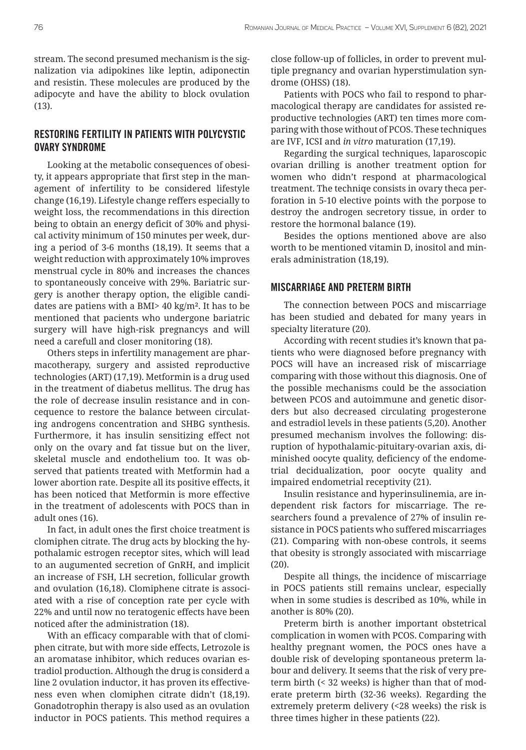stream. The second presumed mechanism is the signalization via adipokines like leptin, adiponectin and resistin. These molecules are produced by the adipocyte and have the ability to block ovulation (13).

## RESTORING FERTILITY IN PATIENTS WITH POLYCYSTIC OVARY SYNDROME

Looking at the metabolic consequences of obesity, it appears appropriate that first step in the management of infertility to be considered lifestyle change (16,19). Lifestyle change reffers especially to weight loss, the recommendations in this direction being to obtain an energy deficit of 30% and physical activity minimum of 150 minutes per week, during a period of 3-6 months (18,19). It seems that a weight reduction with approximately 10% improves menstrual cycle in 80% and increases the chances to spontaneously conceive with 29%. Bariatric surgery is another therapy option, the eligible candidates are patiens with a BMI> 40 kg/m². It has to be mentioned that pacients who undergone bariatric surgery will have high-risk pregnancys and will need a carefull and closer monitoring (18).

Others steps in infertility management are pharmacotherapy, surgery and assisted reproductive technologies (ART) (17,19). Metformin is a drug used in the treatment of diabetus mellitus. The drug has the role of decrease insulin resistance and in concequence to restore the balance between circulating androgens concentration and SHBG synthesis. Furthermore, it has insulin sensitizing effect not only on the ovary and fat tissue but on the liver, skeletal muscle and endothelium too. It was observed that patients treated with Metformin had a lower abortion rate. Despite all its positive effects, it has been noticed that Metformin is more effective in the treatment of adolescents with POCS than in adult ones (16).

In fact, in adult ones the first choice treatment is clomiphen citrate. The drug acts by blocking the hypothalamic estrogen receptor sites, which will lead to an augumented secretion of GnRH, and implicit an increase of FSH, LH secretion, follicular growth and ovulation (16,18). Clomiphene citrate is associated with a rise of conception rate per cycle with 22% and until now no teratogenic effects have been noticed after the administration (18).

With an efficacy comparable with that of clomiphen citrate, but with more side effects, Letrozole is an aromatase inhibitor, which reduces ovarian estradiol production. Although the drug is considerd a line 2 ovulation inductor, it has proven its effectiveness even when clomiphen citrate didn't (18,19). Gonadotrophin therapy is also used as an ovulation inductor in POCS patients. This method requires a close follow-up of follicles, in order to prevent multiple pregnancy and ovarian hyperstimulation syndrome (OHSS) (18).

Patients with POCS who fail to respond to pharmacological therapy are candidates for assisted reproductive technologies (ART) ten times more comparing with those without of PCOS. These techniques are IVF, ICSI and *in vitro* maturation (17,19).

Regarding the surgical techniques, laparoscopic ovarian drilling is another treatment option for women who didn't respond at pharmacological treatment. The techniqe consists in ovary theca perforation in 5-10 elective points with the porpose to destroy the androgen secretory tissue, in order to restore the hormonal balance (19).

Besides the options mentioned above are also worth to be mentioned vitamin D, inositol and minerals administration (18,19).

## MISCARRIAGE AND PRETERM BIRTH

The connection between POCS and miscarriage has been studied and debated for many years in specialty literature (20).

According with recent studies it's known that patients who were diagnosed before pregnancy with POCS will have an increased risk of miscarriage comparing with those without this diagnosis. One of the possible mechanisms could be the association between PCOS and autoimmune and genetic disorders but also decreased circulating progesterone and estradiol levels in these patients (5,20). Another presumed mechanism involves the following: disruption of hypothalamic-pituitary-ovarian axis, diminished oocyte quality, deficiency of the endometrial decidualization, poor oocyte quality and impaired endometrial receptivity (21).

Insulin resistance and hyperinsulinemia, are independent risk factors for miscarriage. The researchers found a prevalence of 27% of insulin resistance in POCS patients who suffered miscarriages (21). Comparing with non-obese controls, it seems that obesity is strongly associated with miscarriage (20).

Despite all things, the incidence of miscarriage in POCS patients still remains unclear, especially when in some studies is described as 10%, while in another is 80% (20).

Preterm birth is another important obstetrical complication in women with PCOS. Comparing with healthy pregnant women, the POCS ones have a double risk of developing spontaneous preterm labour and delivery. It seems that the risk of very preterm birth (< 32 weeks) is higher than that of moderate preterm birth (32-36 weeks). Regarding the extremely preterm delivery (<28 weeks) the risk is three times higher in these patients (22).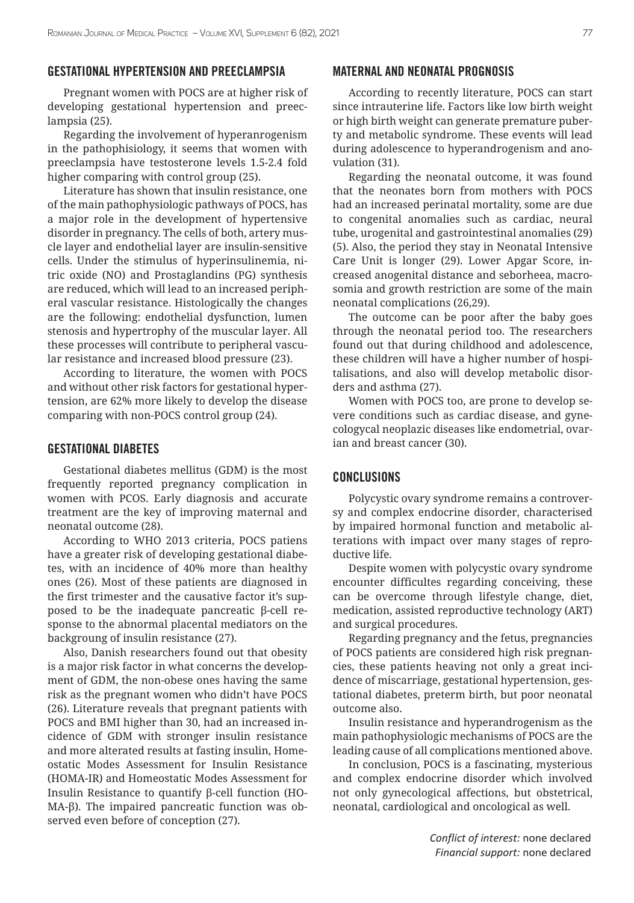## GESTATIONAL HYPERTENSION AND PREECLAMPSIA

Pregnant women with POCS are at higher risk of developing gestational hypertension and preeclampsia (25).

Regarding the involvement of hyperanrogenism in the pathophisiology, it seems that women with preeclampsia have testosterone levels 1.5-2.4 fold higher comparing with control group (25).

Literature has shown that insulin resistance, one of the main pathophysiologic pathways of POCS, has a major role in the development of hypertensive disorder in pregnancy. The cells of both, artery muscle layer and endothelial layer are insulin-sensitive cells. Under the stimulus of hyperinsulinemia, nitric oxide (NO) and Prostaglandins (PG) synthesis are reduced, which will lead to an increased peripheral vascular resistance. Histologically the changes are the following: endothelial dysfunction, lumen stenosis and hypertrophy of the muscular layer. All these processes will contribute to peripheral vascular resistance and increased blood pressure (23).

According to literature, the women with POCS and without other risk factors for gestational hypertension, are 62% more likely to develop the disease comparing with non-POCS control group (24).

## GESTATIONAL DIABETES

Gestational diabetes mellitus (GDM) is the most frequently reported pregnancy complication in women with PCOS. Early diagnosis and accurate treatment are the key of improving maternal and neonatal outcome (28).

According to WHO 2013 criteria, POCS patiens have a greater risk of developing gestational diabetes, with an incidence of 40% more than healthy ones (26). Most of these patients are diagnosed in the first trimester and the causative factor it's supposed to be the inadequate pancreatic β-cell response to the abnormal placental mediators on the backgroung of insulin resistance (27).

Also, Danish researchers found out that obesity is a major risk factor in what concerns the development of GDM, the non-obese ones having the same risk as the pregnant women who didn't have POCS (26). Literature reveals that pregnant patients with POCS and BMI higher than 30, had an increased incidence of GDM with stronger insulin resistance and more alterated results at fasting insulin, Homeostatic Modes Assessment for Insulin Resistance (HOMA-IR) and Homeostatic Modes Assessment for Insulin Resistance to quantify β-cell function (HOMA-β). The impaired pancreatic function was observed even before of conception (27).

## MATERNAL AND NEONATAL PROGNOSIS

According to recently literature, POCS can start since intrauterine life. Factors like low birth weight or high birth weight can generate premature puberty and metabolic syndrome. These events will lead during adolescence to hyperandrogenism and anovulation (31).

Regarding the neonatal outcome, it was found that the neonates born from mothers with POCS had an increased perinatal mortality, some are due to congenital anomalies such as cardiac, neural tube, urogenital and gastrointestinal anomalies (29) (5). Also, the period they stay in Neonatal Intensive Care Unit is longer (29). Lower Apgar Score, increased anogenital distance and seborheea, macrosomia and growth restriction are some of the main neonatal complications (26,29).

The outcome can be poor after the baby goes through the neonatal period too. The researchers found out that during childhood and adolescence, these children will have a higher number of hospitalisations, and also will develop metabolic disorders and asthma (27).

Women with POCS too, are prone to develop severe conditions such as cardiac disease, and gynecologycal neoplazic diseases like endometrial, ovarian and breast cancer (30).

## CONCLUSIONS

Polycystic ovary syndrome remains a controversy and complex endocrine disorder, characterised by impaired hormonal function and metabolic alterations with impact over many stages of reproductive life.

Despite women with polycystic ovary syndrome encounter difficultes regarding conceiving, these can be overcome through lifestyle change, diet, medication, assisted reproductive technology (ART) and surgical procedures.

Regarding pregnancy and the fetus, pregnancies of POCS patients are considered high risk pregnancies, these patients heaving not only a great incidence of miscarriage, gestational hypertension, gestational diabetes, preterm birth, but poor neonatal outcome also.

Insulin resistance and hyperandrogenism as the main pathophysiologic mechanisms of POCS are the leading cause of all complications mentioned above.

In conclusion, POCS is a fascinating, mysterious and complex endocrine disorder which involved not only gynecological affections, but obstetrical, neonatal, cardiological and oncological as well.

*Conflict of interest:* none declared
*Financial support:* none declared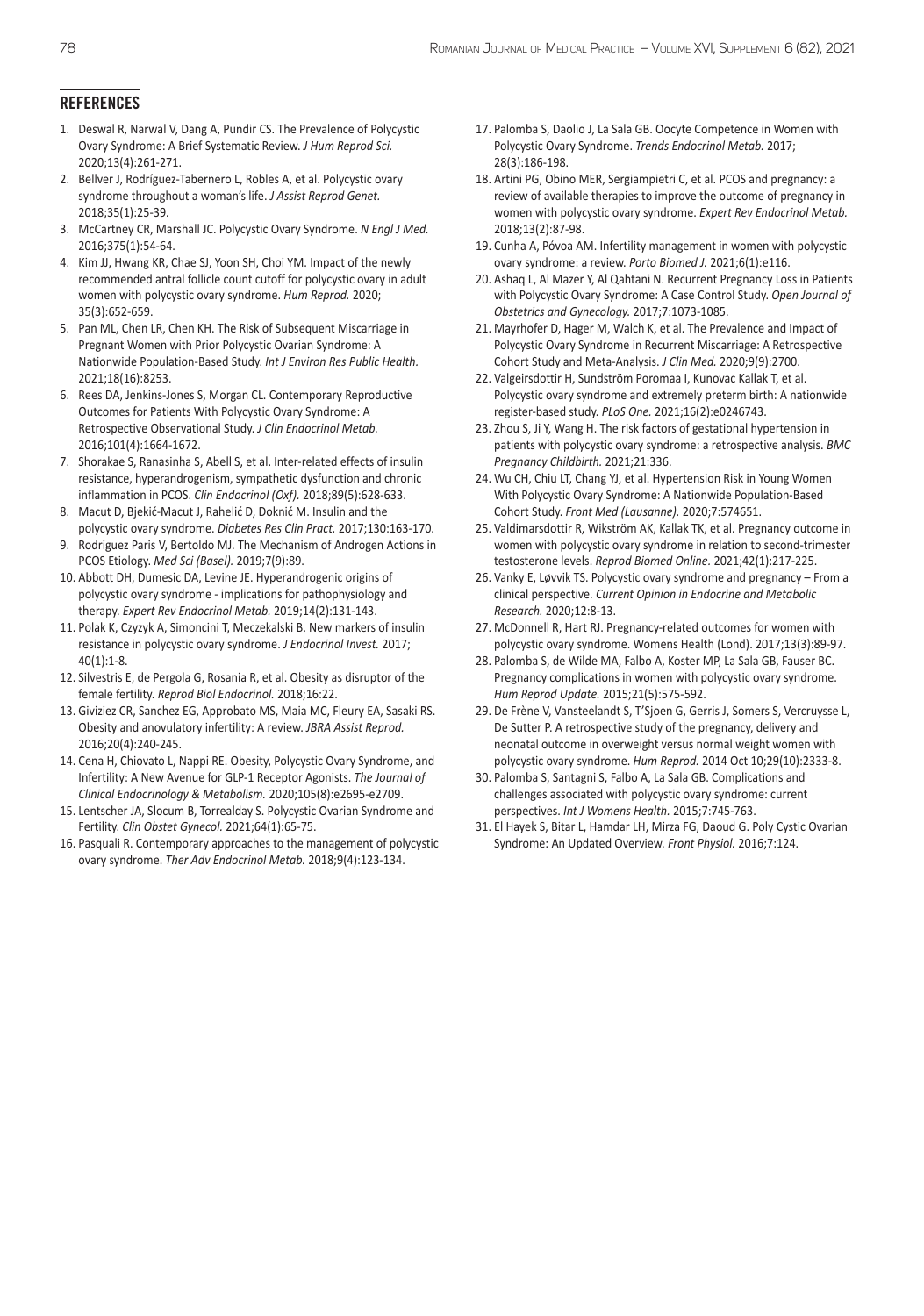## REFERENCES

1. Deswal R, Narwal V, Dang A, Pundir CS. The Prevalence of Polycystic Ovary Syndrome: A Brief Systematic Review. *J Hum Reprod Sci.* 2020;13(4):261-271.
2. Bellver J, Rodríguez-Tabernero L, Robles A, et al. Polycystic ovary syndrome throughout a woman's life. *J Assist Reprod Genet.* 2018;35(1):25-39.
3. McCartney CR, Marshall JC. Polycystic Ovary Syndrome. *N Engl J Med.* 2016;375(1):54-64.
4. Kim JJ, Hwang KR, Chae SJ, Yoon SH, Choi YM. Impact of the newly recommended antral follicle count cutoff for polycystic ovary in adult women with polycystic ovary syndrome. *Hum Reprod.* 2020; 35(3):652-659.
5. Pan ML, Chen LR, Chen KH. The Risk of Subsequent Miscarriage in Pregnant Women with Prior Polycystic Ovarian Syndrome: A Nationwide Population-Based Study. *Int J Environ Res Public Health.* 2021;18(16):8253.
6. Rees DA, Jenkins-Jones S, Morgan CL. Contemporary Reproductive Outcomes for Patients With Polycystic Ovary Syndrome: A Retrospective Observational Study. *J Clin Endocrinol Metab.* 2016;101(4):1664-1672.
7. Shorakae S, Ranasinha S, Abell S, et al. Inter-related effects of insulin resistance, hyperandrogenism, sympathetic dysfunction and chronic inflammation in PCOS. *Clin Endocrinol (Oxf).* 2018;89(5):628-633.
8. Macut D, Bjekić-Macut J, Rahelić D, Doknić M. Insulin and the polycystic ovary syndrome. *Diabetes Res Clin Pract.* 2017;130:163-170.
9. Rodriguez Paris V, Bertoldo MJ. The Mechanism of Androgen Actions in PCOS Etiology. *Med Sci (Basel).* 2019;7(9):89.
10. Abbott DH, Dumesic DA, Levine JE. Hyperandrogenic origins of polycystic ovary syndrome - implications for pathophysiology and therapy. *Expert Rev Endocrinol Metab.* 2019;14(2):131-143.
11. Polak K, Czyzyk A, Simoncini T, Meczekalski B. New markers of insulin resistance in polycystic ovary syndrome. *J Endocrinol Invest.* 2017; 40(1):1-8.
12. Silvestris E, de Pergola G, Rosania R, et al. Obesity as disruptor of the female fertility. *Reprod Biol Endocrinol.* 2018;16:22.
13. Giviziez CR, Sanchez EG, Approbato MS, Maia MC, Fleury EA, Sasaki RS. Obesity and anovulatory infertility: A review. *JBRA Assist Reprod.* 2016;20(4):240-245.
14. Cena H, Chiovato L, Nappi RE. Obesity, Polycystic Ovary Syndrome, and Infertility: A New Avenue for GLP-1 Receptor Agonists. *The Journal of Clinical Endocrinology & Metabolism.* 2020;105(8):e2695-e2709.
15. Lentscher JA, Slocum B, Torrealday S. Polycystic Ovarian Syndrome and Fertility. *Clin Obstet Gynecol.* 2021;64(1):65-75.
16. Pasquali R. Contemporary approaches to the management of polycystic ovary syndrome. *Ther Adv Endocrinol Metab.* 2018;9(4):123-134.
17. Palomba S, Daolio J, La Sala GB. Oocyte Competence in Women with Polycystic Ovary Syndrome. *Trends Endocrinol Metab.* 2017; 28(3):186-198.
18. Artini PG, Obino MER, Sergiampietri C, et al. PCOS and pregnancy: a review of available therapies to improve the outcome of pregnancy in women with polycystic ovary syndrome. *Expert Rev Endocrinol Metab.* 2018;13(2):87-98.
19. Cunha A, Póvoa AM. Infertility management in women with polycystic ovary syndrome: a review. *Porto Biomed J.* 2021;6(1):e116.
20. Ashaq L, Al Mazer Y, Al Qahtani N. Recurrent Pregnancy Loss in Patients with Polycystic Ovary Syndrome: A Case Control Study. *Open Journal of Obstetrics and Gynecology.* 2017;7:1073-1085.
21. Mayrhofer D, Hager M, Walch K, et al. The Prevalence and Impact of Polycystic Ovary Syndrome in Recurrent Miscarriage: A Retrospective Cohort Study and Meta-Analysis. *J Clin Med.* 2020;9(9):2700.
22. Valgeirsdottir H, Sundström Poromaa I, Kunovac Kallak T, et al. Polycystic ovary syndrome and extremely preterm birth: A nationwide register-based study. *PLoS One.* 2021;16(2):e0246743.
23. Zhou S, Ji Y, Wang H. The risk factors of gestational hypertension in patients with polycystic ovary syndrome: a retrospective analysis. *BMC Pregnancy Childbirth.* 2021;21:336.
24. Wu CH, Chiu LT, Chang YJ, et al. Hypertension Risk in Young Women With Polycystic Ovary Syndrome: A Nationwide Population-Based Cohort Study. *Front Med (Lausanne).* 2020;7:574651.
25. Valdimarsdottir R, Wikström AK, Kallak TK, et al. Pregnancy outcome in women with polycystic ovary syndrome in relation to second-trimester testosterone levels. *Reprod Biomed Online.* 2021;42(1):217-225.
26. Vanky E, Løvvik TS. Polycystic ovary syndrome and pregnancy – From a clinical perspective. *Current Opinion in Endocrine and Metabolic Research.* 2020;12:8-13.
27. McDonnell R, Hart RJ. Pregnancy-related outcomes for women with polycystic ovary syndrome. Womens Health (Lond). 2017;13(3):89-97.
28. Palomba S, de Wilde MA, Falbo A, Koster MP, La Sala GB, Fauser BC. Pregnancy complications in women with polycystic ovary syndrome. *Hum Reprod Update.* 2015;21(5):575-592.
29. De Frène V, Vansteelandt S, T'Sjoen G, Gerris J, Somers S, Vercruysse L, De Sutter P. A retrospective study of the pregnancy, delivery and neonatal outcome in overweight versus normal weight women with polycystic ovary syndrome. *Hum Reprod.* 2014 Oct 10;29(10):2333-8.
30. Palomba S, Santagni S, Falbo A, La Sala GB. Complications and challenges associated with polycystic ovary syndrome: current perspectives. *Int J Womens Health.* 2015;7:745-763.
31. El Hayek S, Bitar L, Hamdar LH, Mirza FG, Daoud G. Poly Cystic Ovarian Syndrome: An Updated Overview. *Front Physiol.* 2016;7:124.